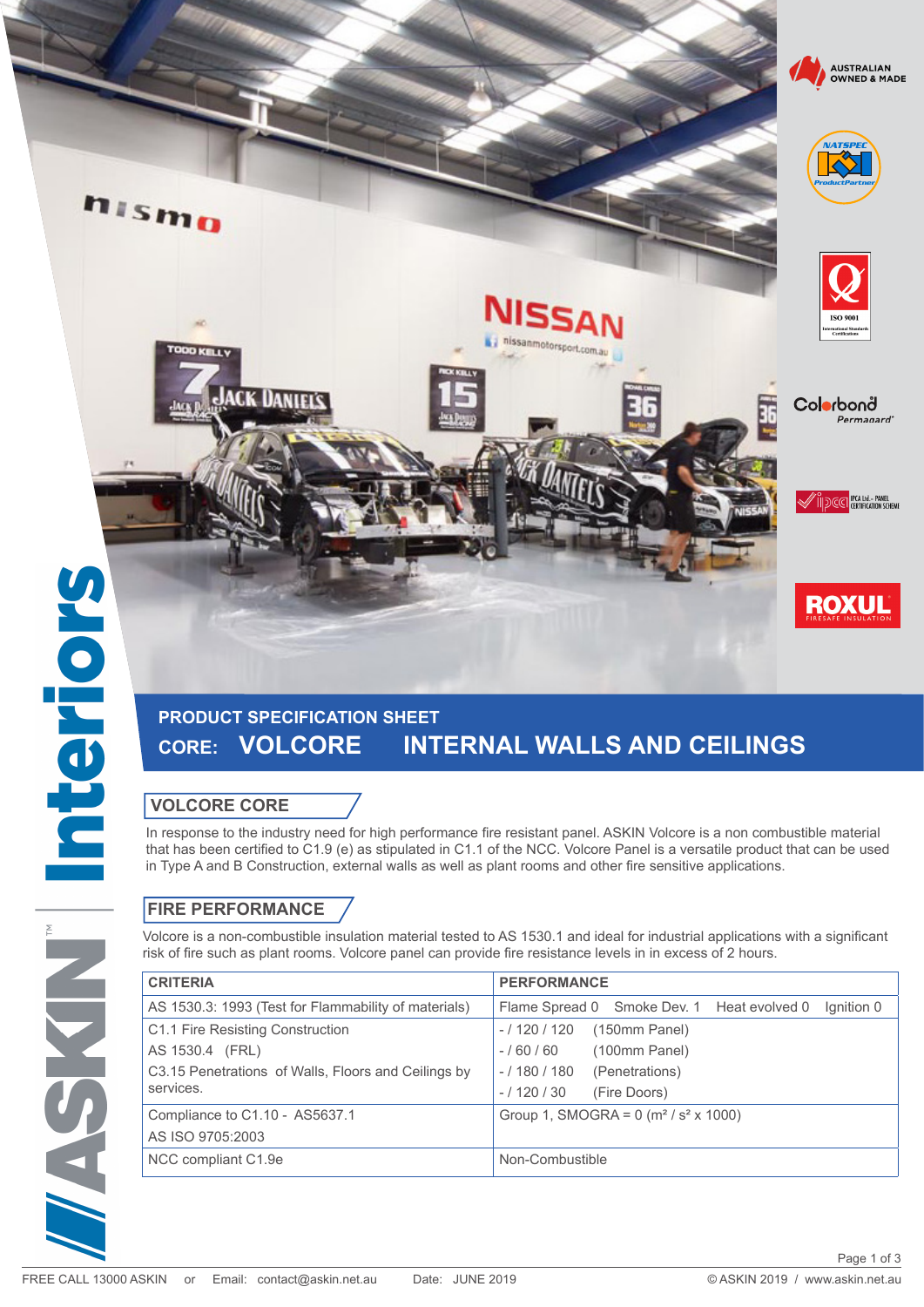## PRODUCT SPECIFICATION SHEET

# CORE: VOLCORE INTERNAL WALLS AND CEILINGS

## VOLCORE CORE

In response to the industry need for high performance fire resistant panel. ASKIN Volcore is a non combustible material that has been certified to C1.9 (e) as stipulated in C1.1 of the NCC. Volcore Panel is a versatile product that can be used in Type A and B Construction, external walls as well as plant rooms and other fire sensitive applications.

## FIRE PERFORMANCE

Volcore is a non-combustible insulation material tested to AS 1530.1 and ideal for industrial applications with a significant risk of fire such as plant rooms. Volcore panel can provide fire resistance levels in in excess of 2 hours.

| CRITERIA | PERFORMANCE |
|---|---|
| AS 1530.3: 1993 (Test for Flammability of materials) | Flame Spread 0 Smoke Dev. 1 Heat evolved 0 Ignition 0 |
| C1.1 Fire Resisting Construction<br>AS 1530.4 (FRL)<br>C3.15 Penetrations of Walls, Floors and Ceilings by services. | - / 120 / 120 (150mm Panel)<br>- / 60 / 60 (100mm Panel)<br>- / 180 / 180 (Penetrations)<br>- / 120 / 30 (Fire Doors) |
| Compliance to C1.10 - AS5637.1<br>AS ISO 9705:2003 | Group 1, SMOGRA = 0 ($m^2 / s^2 \times 1000$) |
| NCC compliant C1.9e | Non-Combustible |

FREE CALL 13000 ASKIN or Email: contact@askin.net.au Date: JUNE 2019 © ASKIN 2019 / www.askin.net.au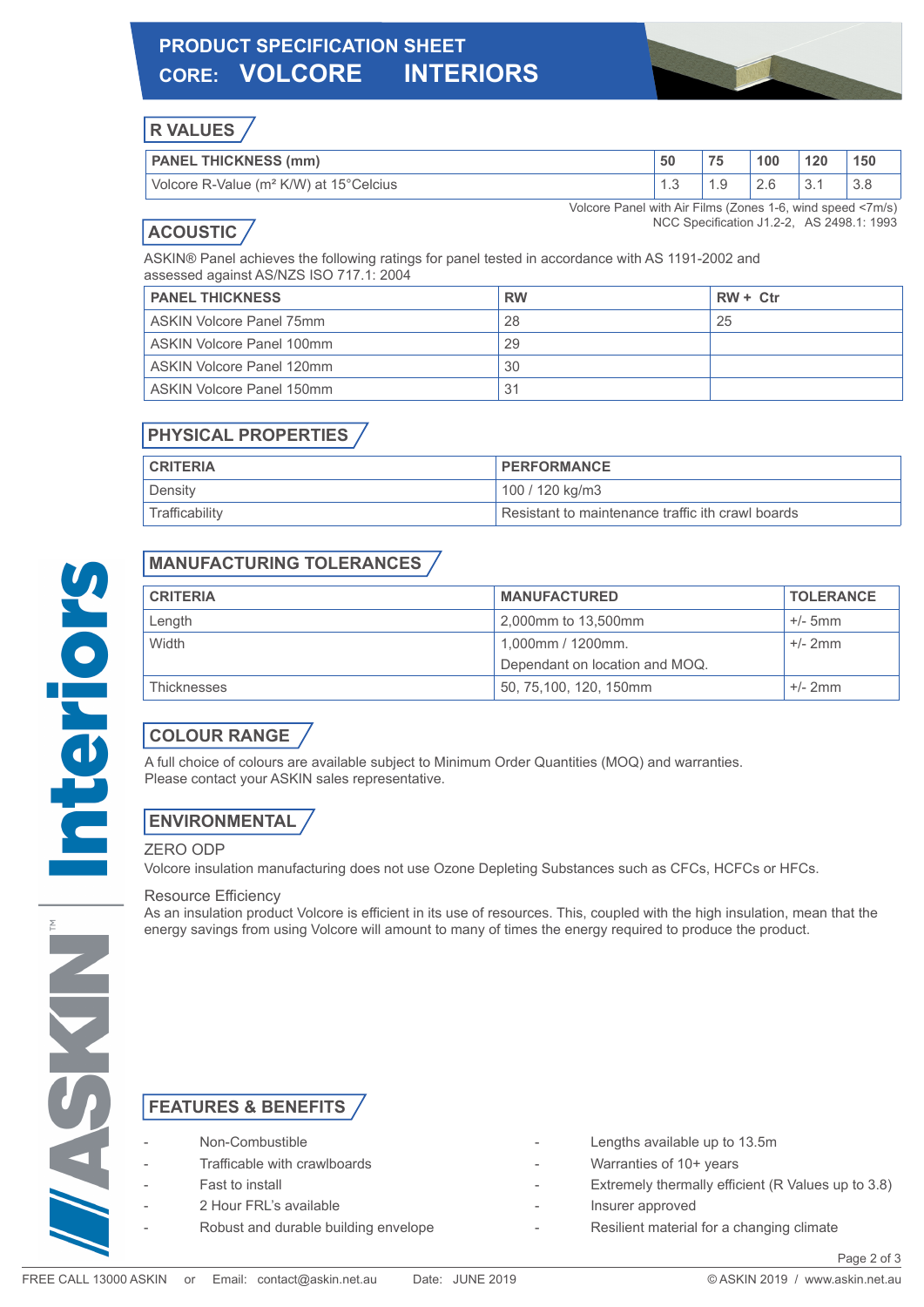# PRODUCT SPECIFICATION SHEET

## CORE: VOLCORE INTERIORS

### R VALUES

| PANEL THICKNESS (mm) | 50 | 75 | 100 | 120 | 150 |
|---|---|---|---|---|---|
| Volcore R-Value ($m^2$ K/W) at 15°Celcius | 1.3 | 1.9 | 2.6 | 3.1 | 3.8 |

Volcore Panel with Air Films (Zones 1-6, wind speed <7m/s)
NCC Specification J1.2-2, AS 2498.1: 1993

### ACOUSTIC

ASKIN® Panel achieves the following ratings for panel tested in accordance with AS 1191-2002 and assessed against AS/NZS ISO 717.1: 2004

| PANEL THICKNESS | RW | RW + Ctr |
|---|---|---|
| ASKIN Volcore Panel 75mm | 28 | 25 |
| ASKIN Volcore Panel 100mm | 29 | |
| ASKIN Volcore Panel 120mm | 30 | |
| ASKIN Volcore Panel 150mm | 31 | |

### PHYSICAL PROPERTIES

| CRITERIA | PERFORMANCE |
|---|---|
| Density | 100 / 120 kg/m3 |
| Trafficability | Resistant to maintenance traffic ith crawl boards |

### MANUFACTURING TOLERANCES

| CRITERIA | MANUFACTURED | TOLERANCE |
|---|---|---|
| Length | 2,000mm to 13,500mm | +/- 5mm |
| Width | 1,000mm / 1200mm. Dependant on location and MOQ. | +/- 2mm |
| Thicknesses | 50, 75,100, 120, 150mm | +/- 2mm |

### COLOUR RANGE

A full choice of colours are available subject to Minimum Order Quantities (MOQ) and warranties.
Please contact your ASKIN sales representative.

### ENVIRONMENTAL

ZERO ODP
Volcore insulation manufacturing does not use Ozone Depleting Substances such as CFCs, HCFCs or HFCs.

Resource Efficiency
As an insulation product Volcore is efficient in its use of resources. This, coupled with the high insulation, mean that the energy savings from using Volcore will amount to many of times the energy required to produce the product.

### FEATURES & BENEFITS

- Non-Combustible
- Trafficable with crawlboards
- Fast to install
- 2 Hour FRL's available
- Robust and durable building envelope
- Lengths available up to 13.5m
- Warranties of 10+ years
- Extremely thermally efficient (R Values up to 3.8)
- Insurer approved
- Resilient material for a changing climate

FREE CALL 13000 ASKIN or Email: contact@askin.net.au Date: JUNE 2019 © ASKIN 2019 / www.askin.net.au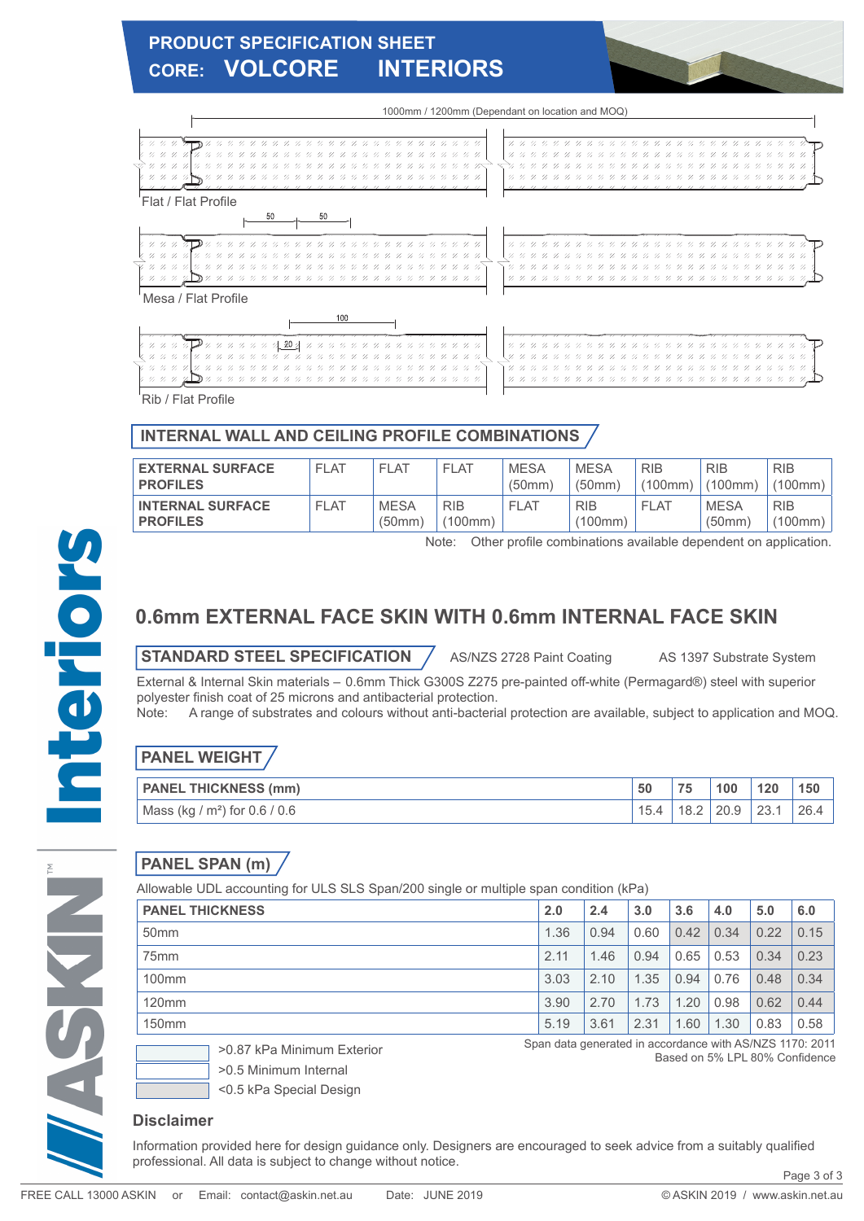# PRODUCT SPECIFICATION SHEET
## CORE: VOLCORE INTERIORS

1000mm / 1200mm (Dependant on location and MOQ)

Flat / Flat Profile

50 50

Mesa / Flat Profile

100

20

Rib / Flat Profile

## INTERNAL WALL AND CEILING PROFILE COMBINATIONS

| | | | | | | | | |
|---|---|---|---|---|---|---|---|---|
| **EXTERNAL SURFACE PROFILES** | FLAT | FLAT | FLAT | MESA (50mm) | MESA (50mm) | RIB (100mm) | RIB (100mm) | RIB (100mm) |
| **INTERNAL SURFACE PROFILES** | FLAT | MESA (50mm) | RIB (100mm) | FLAT | RIB (100mm) | FLAT | MESA (50mm) | RIB (100mm) |

Note: Other profile combinations available dependent on application.

## 0.6mm EXTERNAL FACE SKIN WITH 0.6mm INTERNAL FACE SKIN

### STANDARD STEEL SPECIFICATION

AS/NZS 2728 Paint Coating AS 1397 Substrate System

External & Internal Skin materials – 0.6mm Thick G300S Z275 pre-painted off-white (Permagard®) steel with superior polyester finish coat of 25 microns and antibacterial protection.

Note: A range of substrates and colours without anti-bacterial protection are available, subject to application and MOQ.

### PANEL WEIGHT

| PANEL THICKNESS (mm) | 50 | 75 | 100 | 120 | 150 |
|---|---|---|---|---|---|
| Mass (kg / m²) for 0.6 / 0.6 | 15.4 | 18.2 | 20.9 | 23.1 | 26.4 |

### PANEL SPAN (m)

Allowable UDL accounting for ULS SLS Span/200 single or multiple span condition (kPa)

| PANEL THICKNESS | 2.0 | 2.4 | 3.0 | 3.6 | 4.0 | 5.0 | 6.0 |
|---|---|---|---|---|---|---|---|
| 50mm | 1.36 | 0.94 | 0.60 | 0.42 | 0.34 | 0.22 | 0.15 |
| 75mm | 2.11 | 1.46 | 0.94 | 0.65 | 0.53 | 0.34 | 0.23 |
| 100mm | 3.03 | 2.10 | 1.35 | 0.94 | 0.76 | 0.48 | 0.34 |
| 120mm | 3.90 | 2.70 | 1.73 | 1.20 | 0.98 | 0.62 | 0.44 |
| 150mm | 5.19 | 3.61 | 2.31 | 1.60 | 1.30 | 0.83 | 0.58 |

>0.87 kPa Minimum Exterior

>0.5 Minimum Internal

<0.5 kPa Special Design

Span data generated in accordance with AS/NZS 1170: 2011
Based on 5% LPL 80% Confidence

### Disclaimer

Information provided here for design guidance only. Designers are encouraged to seek advice from a suitably qualified professional. All data is subject to change without notice.

FREE CALL 13000 ASKIN or Email: contact@askin.net.au Date: JUNE 2019 © ASKIN 2019 / www.askin.net.au